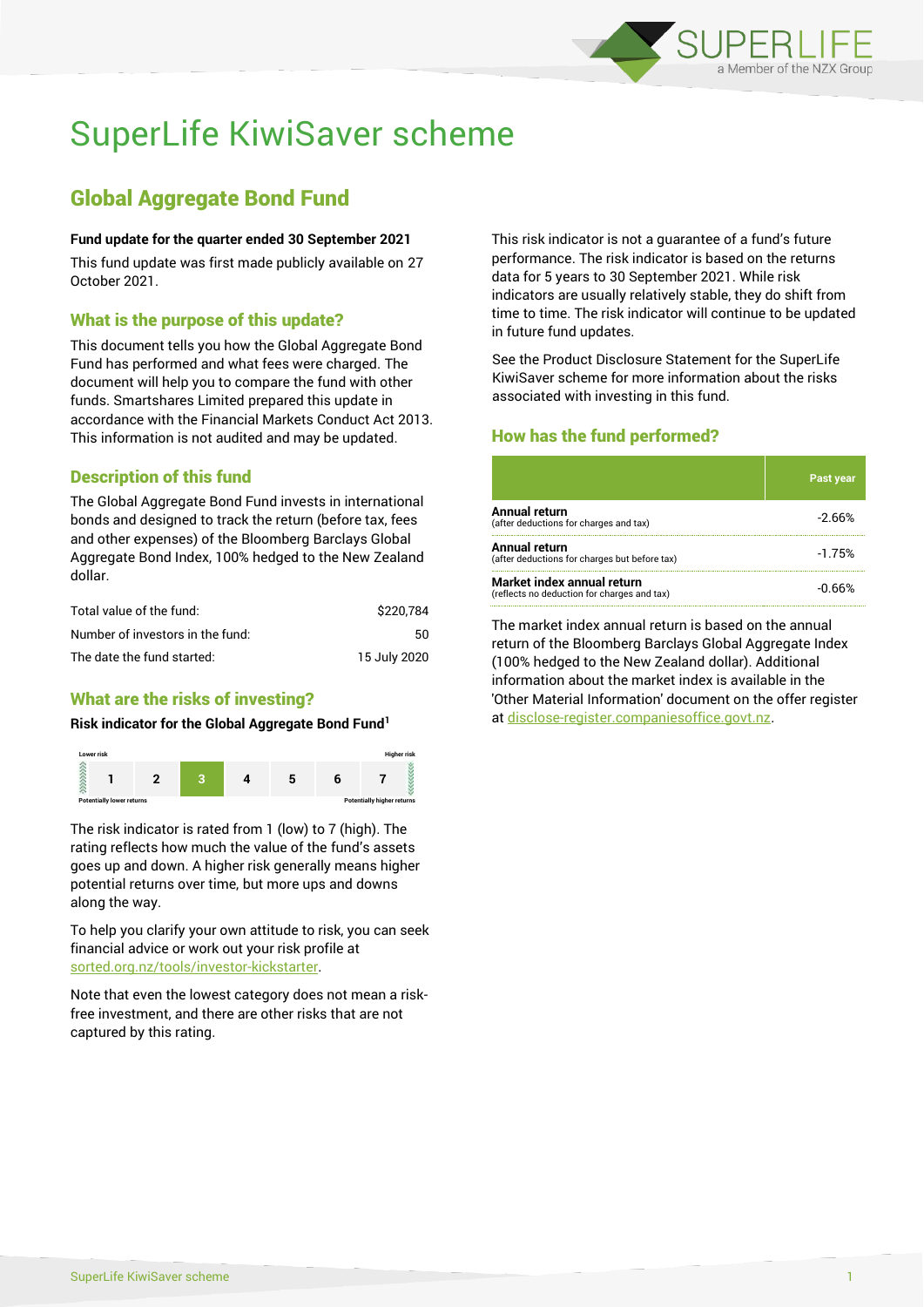# SuperLife KiwiSaver scheme

## Global Aggregate Bond Fund

**Fund update for the quarter ended 30 September 2021**

This fund update was first made publicly available on 27 October 2021.

### What is the purpose of this update?

This document tells you how the Global Aggregate Bond Fund has performed and what fees were charged. The document will help you to compare the fund with other funds. Smartshares Limited prepared this update in accordance with the Financial Markets Conduct Act 2013. This information is not audited and may be updated.

### Description of this fund

The Global Aggregate Bond Fund invests in international bonds and designed to track the return (before tax, fees and other expenses) of the Bloomberg Barclays Global Aggregate Bond Index, 100% hedged to the New Zealand dollar.

| | |
|---|---|
| Total value of the fund: | $220,784 |
| Number of investors in the fund: | 50 |
| The date the fund started: | 15 July 2020 |

### What are the risks of investing?

**Risk indicator for the Global Aggregate Bond Fund[1]**

Lower risk — Higher risk

| 1 | 2 | **3** | 4 | 5 | 6 | 7 |
|---|---|---|---|---|---|---|

Potentially lower returns — Potentially higher returns

The risk indicator is rated from 1 (low) to 7 (high). The rating reflects how much the value of the fund's assets goes up and down. A higher risk generally means higher potential returns over time, but more ups and downs along the way.

To help you clarify your own attitude to risk, you can seek financial advice or work out your risk profile at sorted.org.nz/tools/investor-kickstarter.

Note that even the lowest category does not mean a risk-free investment, and there are other risks that are not captured by this rating.

This risk indicator is not a guarantee of a fund's future performance. The risk indicator is based on the returns data for 5 years to 30 September 2021. While risk indicators are usually relatively stable, they do shift from time to time. The risk indicator will continue to be updated in future fund updates.

See the Product Disclosure Statement for the SuperLife KiwiSaver scheme for more information about the risks associated with investing in this fund.

### How has the fund performed?

| | Past year |
|---|---|
| **Annual return** (after deductions for charges and tax) | -2.66% |
| **Annual return** (after deductions for charges but before tax) | -1.75% |
| **Market index annual return** (reflects no deduction for charges and tax) | -0.66% |

The market index annual return is based on the annual return of the Bloomberg Barclays Global Aggregate Index (100% hedged to the New Zealand dollar). Additional information about the market index is available in the 'Other Material Information' document on the offer register at disclose-register.companiesoffice.govt.nz.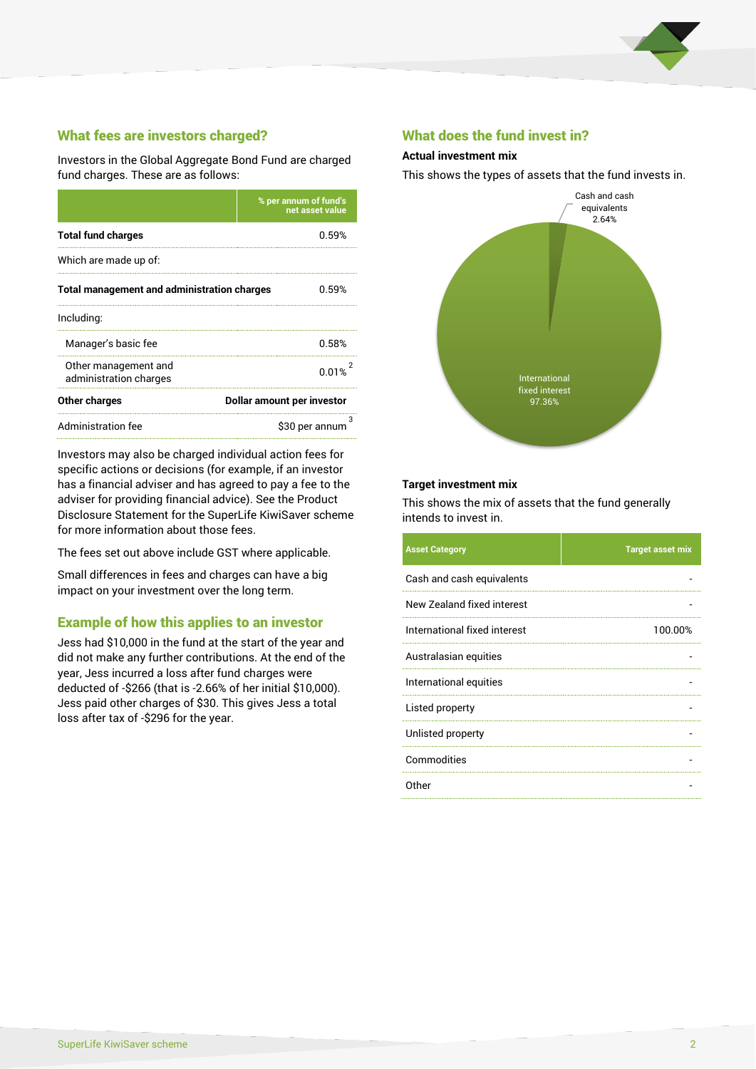## What fees are investors charged?

Investors in the Global Aggregate Bond Fund are charged fund charges. These are as follows:

| | % per annum of fund's net asset value |
|---|---|
| **Total fund charges** | 0.59% |
| Which are made up of: | |
| **Total management and administration charges** | 0.59% |
| Including: | |
| Manager's basic fee | 0.58% |
| Other management and administration charges | 0.01% [2] |
| **Other charges** | **Dollar amount per investor** |
| Administration fee | $30 per annum [3] |

Investors may also be charged individual action fees for specific actions or decisions (for example, if an investor has a financial adviser and has agreed to pay a fee to the adviser for providing financial advice). See the Product Disclosure Statement for the SuperLife KiwiSaver scheme for more information about those fees.

The fees set out above include GST where applicable.

Small differences in fees and charges can have a big impact on your investment over the long term.

## Example of how this applies to an investor

Jess had $10,000 in the fund at the start of the year and did not make any further contributions. At the end of the year, Jess incurred a loss after fund charges were deducted of -$266 (that is -2.66% of her initial $10,000). Jess paid other charges of $30. This gives Jess a total loss after tax of -$296 for the year.

## What does the fund invest in?

### Actual investment mix

This shows the types of assets that the fund invests in.

Cash and cash equivalents 2.64%

International fixed interest 97.36%

### Target investment mix

This shows the mix of assets that the fund generally intends to invest in.

| Asset Category | Target asset mix |
|---|---|
| Cash and cash equivalents | - |
| New Zealand fixed interest | - |
| International fixed interest | 100.00% |
| Australasian equities | - |
| International equities | - |
| Listed property | - |
| Unlisted property | - |
| Commodities | - |
| Other | - |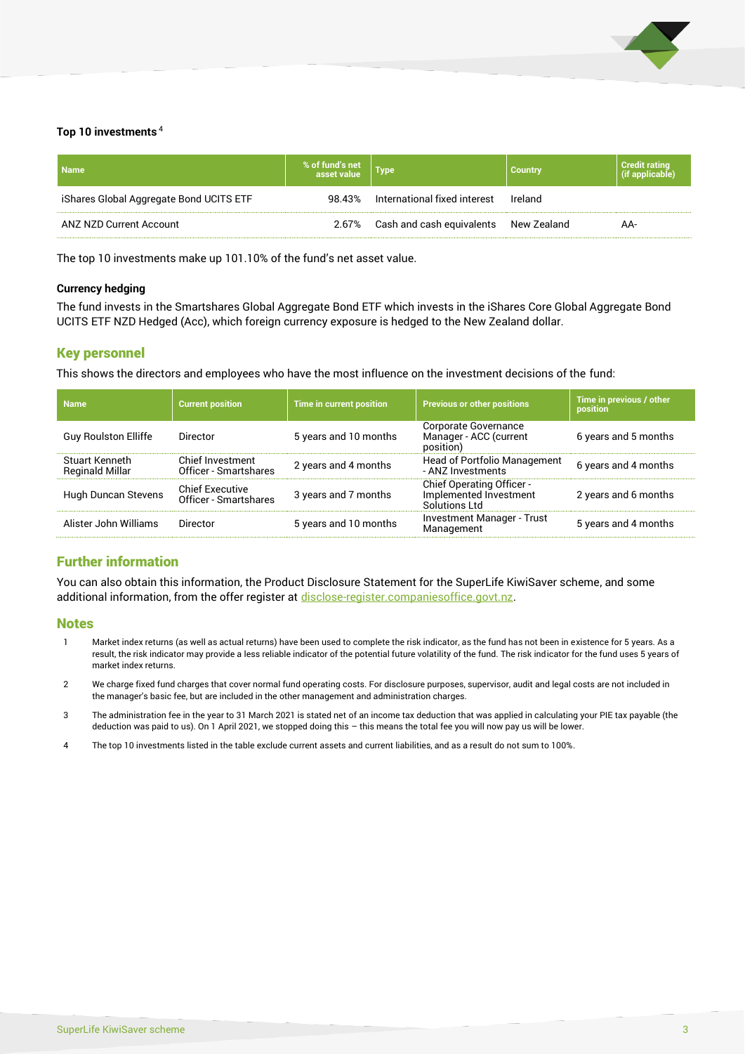### Top 10 investments [4]

| Name | % of fund's net asset value | Type | Country | Credit rating (if applicable) |
|---|---|---|---|---|
| iShares Global Aggregate Bond UCITS ETF | 98.43% | International fixed interest | Ireland | |
| ANZ NZD Current Account | 2.67% | Cash and cash equivalents | New Zealand | AA- |

The top 10 investments make up 101.10% of the fund's net asset value.

### Currency hedging

The fund invests in the Smartshares Global Aggregate Bond ETF which invests in the iShares Core Global Aggregate Bond UCITS ETF NZD Hedged (Acc), which foreign currency exposure is hedged to the New Zealand dollar.

## Key personnel

This shows the directors and employees who have the most influence on the investment decisions of the fund:

| Name | Current position | Time in current position | Previous or other positions | Time in previous / other position |
|---|---|---|---|---|
| Guy Roulston Elliffe | Director | 5 years and 10 months | Corporate Governance Manager - ACC (current position) | 6 years and 5 months |
| Stuart Kenneth Reginald Millar | Chief Investment Officer - Smartshares | 2 years and 4 months | Head of Portfolio Management - ANZ Investments | 6 years and 4 months |
| Hugh Duncan Stevens | Chief Executive Officer - Smartshares | 3 years and 7 months | Chief Operating Officer - Implemented Investment Solutions Ltd | 2 years and 6 months |
| Alister John Williams | Director | 5 years and 10 months | Investment Manager - Trust Management | 5 years and 4 months |

## Further information

You can also obtain this information, the Product Disclosure Statement for the SuperLife KiwiSaver scheme, and some additional information, from the offer register at disclose-register.companiesoffice.govt.nz.

## Notes

1. Market index returns (as well as actual returns) have been used to complete the risk indicator, as the fund has not been in existence for 5 years. As a result, the risk indicator may provide a less reliable indicator of the potential future volatility of the fund. The risk indicator for the fund uses 5 years of market index returns.
2. We charge fixed fund charges that cover normal fund operating costs. For disclosure purposes, supervisor, audit and legal costs are not included in the manager's basic fee, but are included in the other management and administration charges.
3. The administration fee in the year to 31 March 2021 is stated net of an income tax deduction that was applied in calculating your PIE tax payable (the deduction was paid to us). On 1 April 2021, we stopped doing this – this means the total fee you will now pay us will be lower.
4. The top 10 investments listed in the table exclude current assets and current liabilities, and as a result do not sum to 100%.